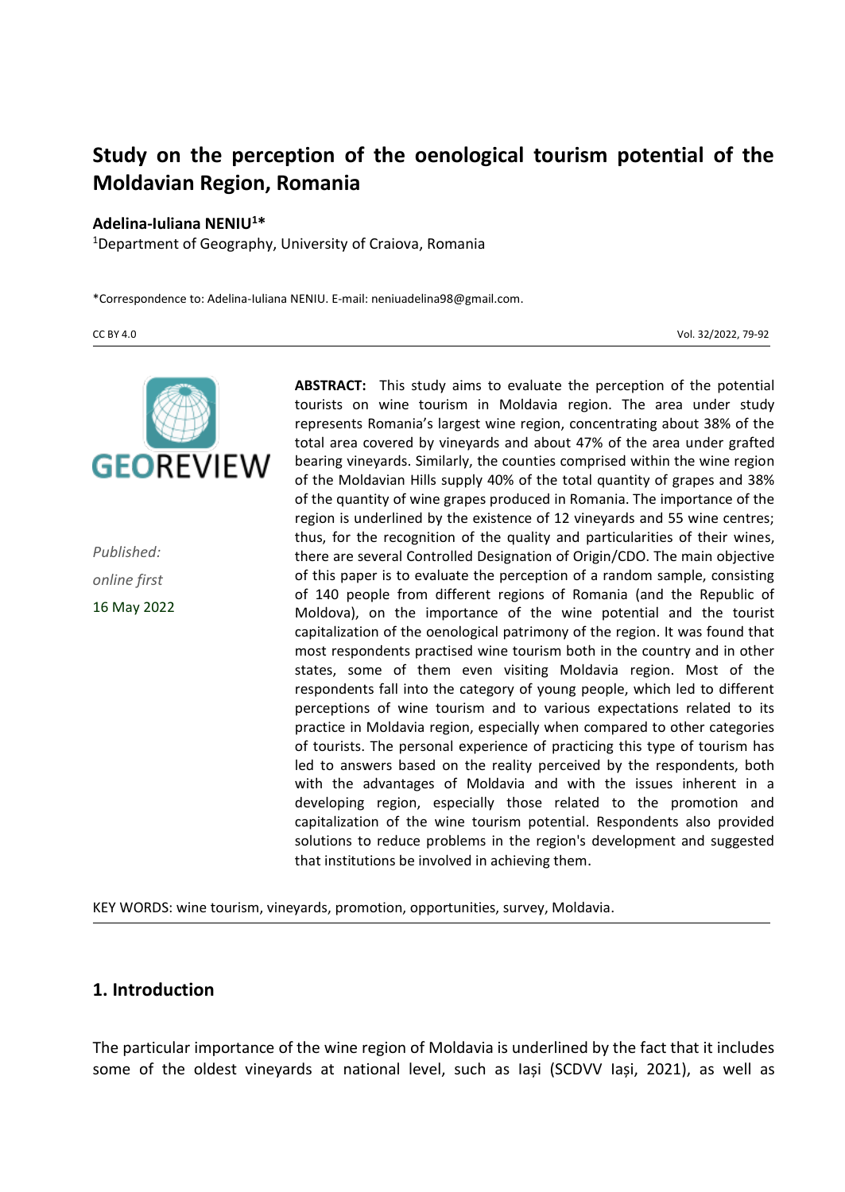# Study on the perception of the oenological tourism potential of the Moldavian Region, Romania

**Adelina-Iuliana NENIU[1]\***

[1]Department of Geography, University of Craiova, Romania

\*Correspondence to: Adelina-Iuliana NENIU. E-mail: neniuadelina98@gmail.com.

CC BY 4.0

*Published:*
*online first*
16 May 2022

**ABSTRACT:** This study aims to evaluate the perception of the potential tourists on wine tourism in Moldavia region. The area under study represents Romania's largest wine region, concentrating about 38% of the total area covered by vineyards and about 47% of the area under grafted bearing vineyards. Similarly, the counties comprised within the wine region of the Moldavian Hills supply 40% of the total quantity of grapes and 38% of the quantity of wine grapes produced in Romania. The importance of the region is underlined by the existence of 12 vineyards and 55 wine centres; thus, for the recognition of the quality and particularities of their wines, there are several Controlled Designation of Origin/CDO. The main objective of this paper is to evaluate the perception of a random sample, consisting of 140 people from different regions of Romania (and the Republic of Moldova), on the importance of the wine potential and the tourist capitalization of the oenological patrimony of the region. It was found that most respondents practised wine tourism both in the country and in other states, some of them even visiting Moldavia region. Most of the respondents fall into the category of young people, which led to different perceptions of wine tourism and to various expectations related to its practice in Moldavia region, especially when compared to other categories of tourists. The personal experience of practicing this type of tourism has led to answers based on the reality perceived by the respondents, both with the advantages of Moldavia and with the issues inherent in a developing region, especially those related to the promotion and capitalization of the wine tourism potential. Respondents also provided solutions to reduce problems in the region's development and suggested that institutions be involved in achieving them.

KEY WORDS: wine tourism, vineyards, promotion, opportunities, survey, Moldavia.

## 1. Introduction

The particular importance of the wine region of Moldavia is underlined by the fact that it includes some of the oldest vineyards at national level, such as Iași (SCDVV Iași, 2021), as well as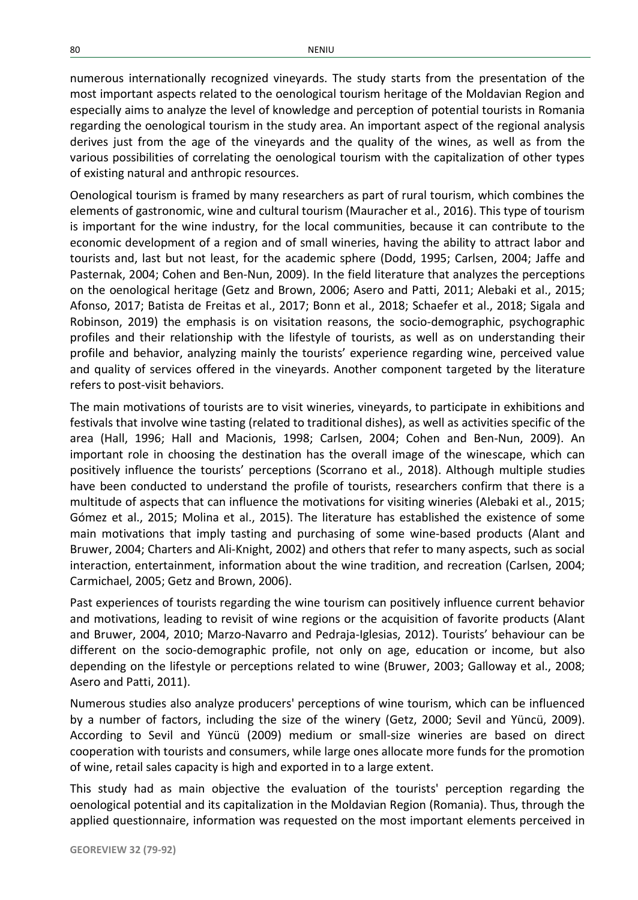numerous internationally recognized vineyards. The study starts from the presentation of the most important aspects related to the oenological tourism heritage of the Moldavian Region and especially aims to analyze the level of knowledge and perception of potential tourists in Romania regarding the oenological tourism in the study area. An important aspect of the regional analysis derives just from the age of the vineyards and the quality of the wines, as well as from the various possibilities of correlating the oenological tourism with the capitalization of other types of existing natural and anthropic resources.

Oenological tourism is framed by many researchers as part of rural tourism, which combines the elements of gastronomic, wine and cultural tourism (Mauracher et al., 2016). This type of tourism is important for the wine industry, for the local communities, because it can contribute to the economic development of a region and of small wineries, having the ability to attract labor and tourists and, last but not least, for the academic sphere (Dodd, 1995; Carlsen, 2004; Jaffe and Pasternak, 2004; Cohen and Ben-Nun, 2009). In the field literature that analyzes the perceptions on the oenological heritage (Getz and Brown, 2006; Asero and Patti, 2011; Alebaki et al., 2015; Afonso, 2017; Batista de Freitas et al., 2017; Bonn et al., 2018; Schaefer et al., 2018; Sigala and Robinson, 2019) the emphasis is on visitation reasons, the socio-demographic, psychographic profiles and their relationship with the lifestyle of tourists, as well as on understanding their profile and behavior, analyzing mainly the tourists' experience regarding wine, perceived value and quality of services offered in the vineyards. Another component targeted by the literature refers to post-visit behaviors.

The main motivations of tourists are to visit wineries, vineyards, to participate in exhibitions and festivals that involve wine tasting (related to traditional dishes), as well as activities specific of the area (Hall, 1996; Hall and Macionis, 1998; Carlsen, 2004; Cohen and Ben-Nun, 2009). An important role in choosing the destination has the overall image of the winescape, which can positively influence the tourists' perceptions (Scorrano et al., 2018). Although multiple studies have been conducted to understand the profile of tourists, researchers confirm that there is a multitude of aspects that can influence the motivations for visiting wineries (Alebaki et al., 2015; Gómez et al., 2015; Molina et al., 2015). The literature has established the existence of some main motivations that imply tasting and purchasing of some wine-based products (Alant and Bruwer, 2004; Charters and Ali-Knight, 2002) and others that refer to many aspects, such as social interaction, entertainment, information about the wine tradition, and recreation (Carlsen, 2004; Carmichael, 2005; Getz and Brown, 2006).

Past experiences of tourists regarding the wine tourism can positively influence current behavior and motivations, leading to revisit of wine regions or the acquisition of favorite products (Alant and Bruwer, 2004, 2010; Marzo-Navarro and Pedraja-Iglesias, 2012). Tourists' behaviour can be different on the socio-demographic profile, not only on age, education or income, but also depending on the lifestyle or perceptions related to wine (Bruwer, 2003; Galloway et al., 2008; Asero and Patti, 2011).

Numerous studies also analyze producers' perceptions of wine tourism, which can be influenced by a number of factors, including the size of the winery (Getz, 2000; Sevil and Yüncü, 2009). According to Sevil and Yüncü (2009) medium or small-size wineries are based on direct cooperation with tourists and consumers, while large ones allocate more funds for the promotion of wine, retail sales capacity is high and exported in to a large extent.

This study had as main objective the evaluation of the tourists' perception regarding the oenological potential and its capitalization in the Moldavian Region (Romania). Thus, through the applied questionnaire, information was requested on the most important elements perceived in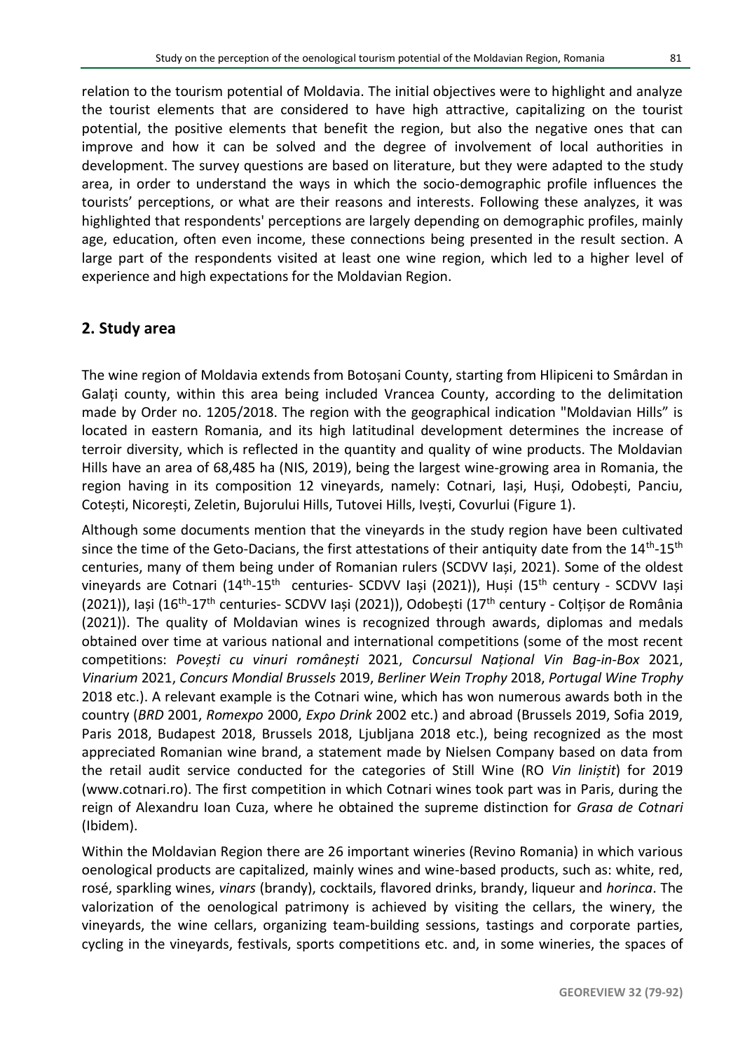relation to the tourism potential of Moldavia. The initial objectives were to highlight and analyze the tourist elements that are considered to have high attractive, capitalizing on the tourist potential, the positive elements that benefit the region, but also the negative ones that can improve and how it can be solved and the degree of involvement of local authorities in development. The survey questions are based on literature, but they were adapted to the study area, in order to understand the ways in which the socio-demographic profile influences the tourists' perceptions, or what are their reasons and interests. Following these analyzes, it was highlighted that respondents' perceptions are largely depending on demographic profiles, mainly age, education, often even income, these connections being presented in the result section. A large part of the respondents visited at least one wine region, which led to a higher level of experience and high expectations for the Moldavian Region.

## 2. Study area

The wine region of Moldavia extends from Botoșani County, starting from Hlipiceni to Smârdan in Galați county, within this area being included Vrancea County, according to the delimitation made by Order no. 1205/2018. The region with the geographical indication "Moldavian Hills" is located in eastern Romania, and its high latitudinal development determines the increase of terroir diversity, which is reflected in the quantity and quality of wine products. The Moldavian Hills have an area of 68,485 ha (NIS, 2019), being the largest wine-growing area in Romania, the region having in its composition 12 vineyards, namely: Cotnari, Iași, Huși, Odobești, Panciu, Cotești, Nicorești, Zeletin, Bujorului Hills, Tutovei Hills, Ivești, Covurlui (Figure 1).

Although some documents mention that the vineyards in the study region have been cultivated since the time of the Geto-Dacians, the first attestations of their antiquity date from the 14th-15th centuries, many of them being under of Romanian rulers (SCDVV Iași, 2021). Some of the oldest vineyards are Cotnari (14th-15th centuries- SCDVV Iași (2021)), Huși (15th century - SCDVV Iași (2021)), Iași (16th-17th centuries- SCDVV Iași (2021)), Odobești (17th century - Colțișor de România (2021)). The quality of Moldavian wines is recognized through awards, diplomas and medals obtained over time at various national and international competitions (some of the most recent competitions: *Povești cu vinuri românești* 2021, *Concursul Național Vin Bag-in-Box* 2021, *Vinarium* 2021, *Concurs Mondial Brussels* 2019, *Berliner Wein Trophy* 2018, *Portugal Wine Trophy* 2018 etc.). A relevant example is the Cotnari wine, which has won numerous awards both in the country (*BRD* 2001, *Romexpo* 2000, *Expo Drink* 2002 etc.) and abroad (Brussels 2019, Sofia 2019, Paris 2018, Budapest 2018, Brussels 2018, Ljubljana 2018 etc.), being recognized as the most appreciated Romanian wine brand, a statement made by Nielsen Company based on data from the retail audit service conducted for the categories of Still Wine (RO *Vin liniștit*) for 2019 (www.cotnari.ro). The first competition in which Cotnari wines took part was in Paris, during the reign of Alexandru Ioan Cuza, where he obtained the supreme distinction for *Grasa de Cotnari* (Ibidem).

Within the Moldavian Region there are 26 important wineries (Revino Romania) in which various oenological products are capitalized, mainly wines and wine-based products, such as: white, red, rosé, sparkling wines, *vinars* (brandy), cocktails, flavored drinks, brandy, liqueur and *horinca*. The valorization of the oenological patrimony is achieved by visiting the cellars, the winery, the vineyards, the wine cellars, organizing team-building sessions, tastings and corporate parties, cycling in the vineyards, festivals, sports competitions etc. and, in some wineries, the spaces of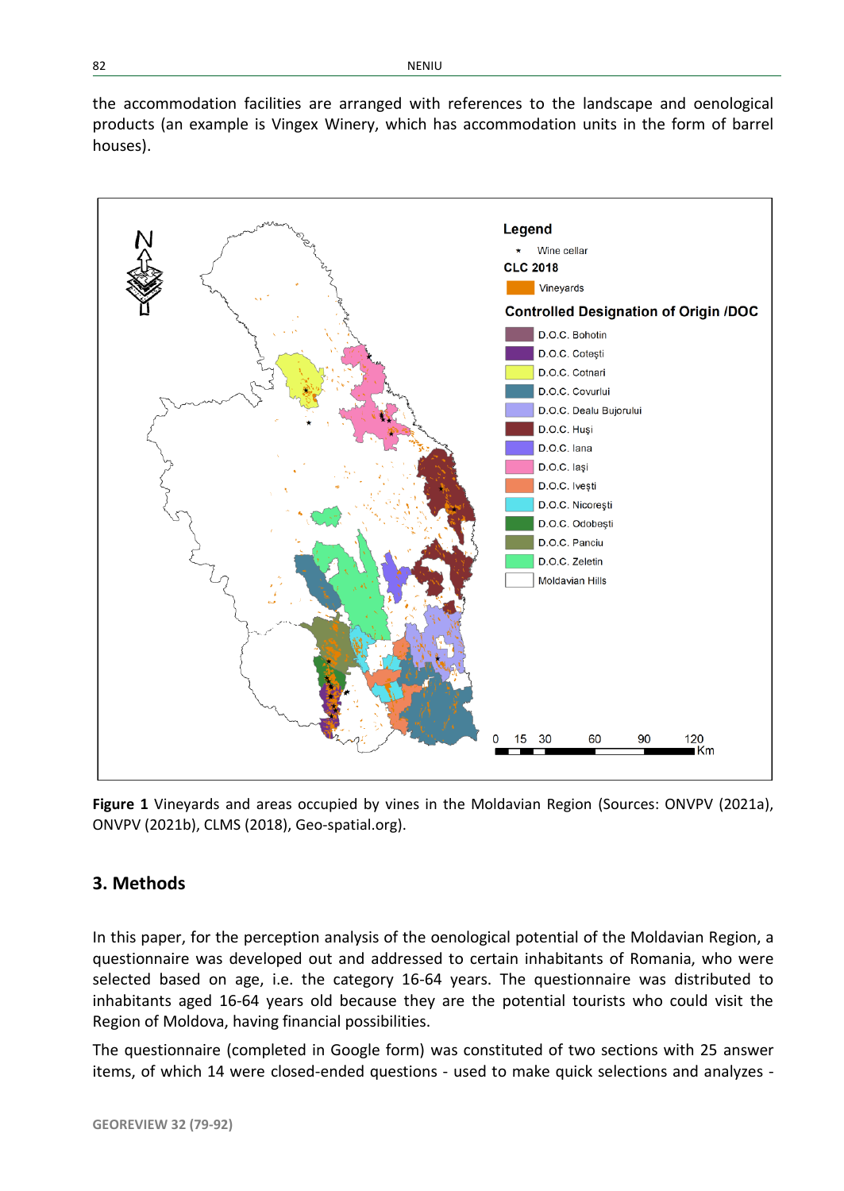the accommodation facilities are arranged with references to the landscape and oenological products (an example is Vingex Winery, which has accommodation units in the form of barrel houses).

**Figure 1** Vineyards and areas occupied by vines in the Moldavian Region (Sources: ONVPV (2021a), ONVPV (2021b), CLMS (2018), Geo-spatial.org).

## 3. Methods

In this paper, for the perception analysis of the oenological potential of the Moldavian Region, a questionnaire was developed out and addressed to certain inhabitants of Romania, who were selected based on age, i.e. the category 16-64 years. The questionnaire was distributed to inhabitants aged 16-64 years old because they are the potential tourists who could visit the Region of Moldova, having financial possibilities.

The questionnaire (completed in Google form) was constituted of two sections with 25 answer items, of which 14 were closed-ended questions - used to make quick selections and analyzes -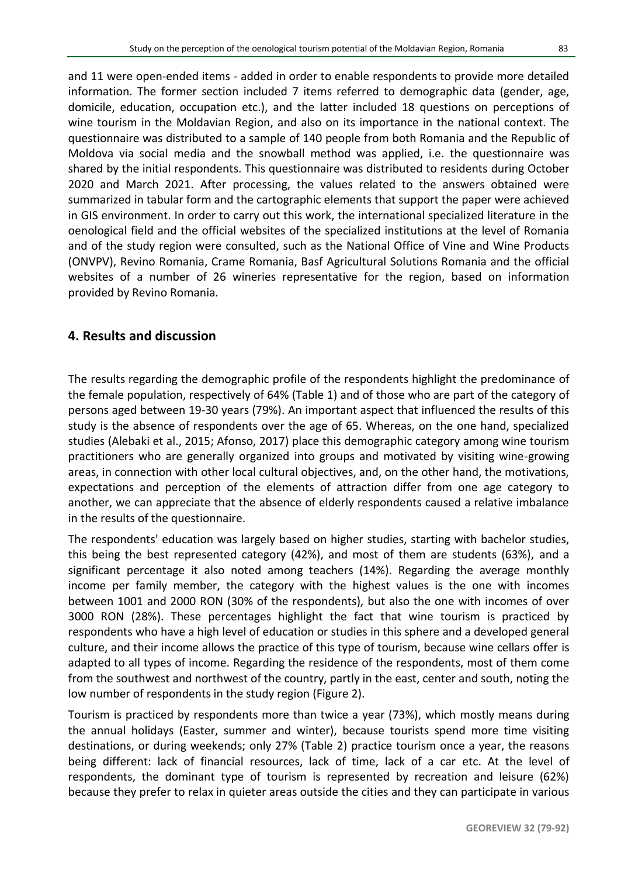and 11 were open-ended items - added in order to enable respondents to provide more detailed information. The former section included 7 items referred to demographic data (gender, age, domicile, education, occupation etc.), and the latter included 18 questions on perceptions of wine tourism in the Moldavian Region, and also on its importance in the national context. The questionnaire was distributed to a sample of 140 people from both Romania and the Republic of Moldova via social media and the snowball method was applied, i.e. the questionnaire was shared by the initial respondents. This questionnaire was distributed to residents during October 2020 and March 2021. After processing, the values related to the answers obtained were summarized in tabular form and the cartographic elements that support the paper were achieved in GIS environment. In order to carry out this work, the international specialized literature in the oenological field and the official websites of the specialized institutions at the level of Romania and of the study region were consulted, such as the National Office of Vine and Wine Products (ONVPV), Revino Romania, Crame Romania, Basf Agricultural Solutions Romania and the official websites of a number of 26 wineries representative for the region, based on information provided by Revino Romania.

## 4. Results and discussion

The results regarding the demographic profile of the respondents highlight the predominance of the female population, respectively of 64% (Table 1) and of those who are part of the category of persons aged between 19-30 years (79%). An important aspect that influenced the results of this study is the absence of respondents over the age of 65. Whereas, on the one hand, specialized studies (Alebaki et al., 2015; Afonso, 2017) place this demographic category among wine tourism practitioners who are generally organized into groups and motivated by visiting wine-growing areas, in connection with other local cultural objectives, and, on the other hand, the motivations, expectations and perception of the elements of attraction differ from one age category to another, we can appreciate that the absence of elderly respondents caused a relative imbalance in the results of the questionnaire.

The respondents' education was largely based on higher studies, starting with bachelor studies, this being the best represented category (42%), and most of them are students (63%), and a significant percentage it also noted among teachers (14%). Regarding the average monthly income per family member, the category with the highest values is the one with incomes between 1001 and 2000 RON (30% of the respondents), but also the one with incomes of over 3000 RON (28%). These percentages highlight the fact that wine tourism is practiced by respondents who have a high level of education or studies in this sphere and a developed general culture, and their income allows the practice of this type of tourism, because wine cellars offer is adapted to all types of income. Regarding the residence of the respondents, most of them come from the southwest and northwest of the country, partly in the east, center and south, noting the low number of respondents in the study region (Figure 2).

Tourism is practiced by respondents more than twice a year (73%), which mostly means during the annual holidays (Easter, summer and winter), because tourists spend more time visiting destinations, or during weekends; only 27% (Table 2) practice tourism once a year, the reasons being different: lack of financial resources, lack of time, lack of a car etc. At the level of respondents, the dominant type of tourism is represented by recreation and leisure (62%) because they prefer to relax in quieter areas outside the cities and they can participate in various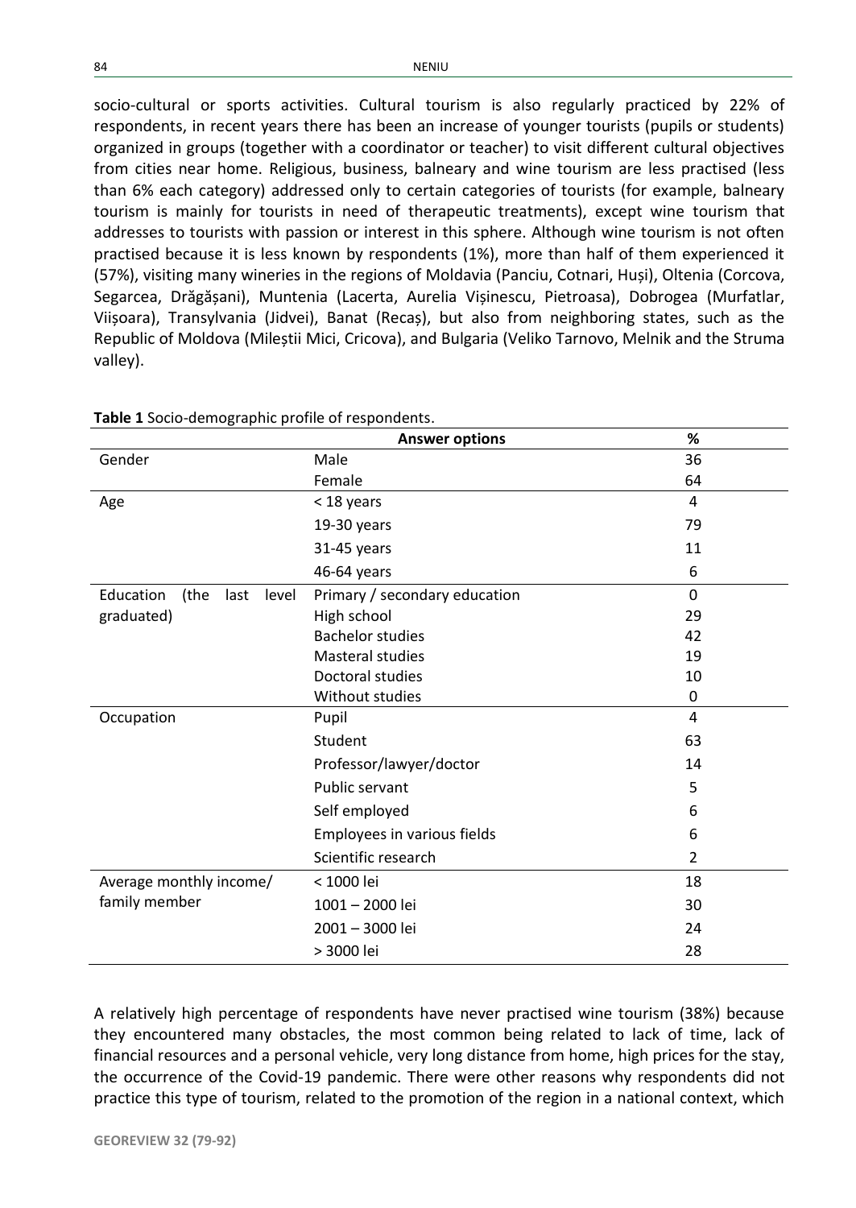socio-cultural or sports activities. Cultural tourism is also regularly practiced by 22% of respondents, in recent years there has been an increase of younger tourists (pupils or students) organized in groups (together with a coordinator or teacher) to visit different cultural objectives from cities near home. Religious, business, balneary and wine tourism are less practised (less than 6% each category) addressed only to certain categories of tourists (for example, balneary tourism is mainly for tourists in need of therapeutic treatments), except wine tourism that addresses to tourists with passion or interest in this sphere. Although wine tourism is not often practised because it is less known by respondents (1%), more than half of them experienced it (57%), visiting many wineries in the regions of Moldavia (Panciu, Cotnari, Huși), Oltenia (Corcova, Segarcea, Drăgășani), Muntenia (Lacerta, Aurelia Vișinescu, Pietroasa), Dobrogea (Murfatlar, Viișoara), Transylvania (Jidvei), Banat (Recaș), but also from neighboring states, such as the Republic of Moldova (Mileștii Mici, Cricova), and Bulgaria (Veliko Tarnovo, Melnik and the Struma valley).

**Table 1** Socio-demographic profile of respondents.

| | Answer options | % |
|---|---|---|
| Gender | Male | 36 |
| | Female | 64 |
| Age | < 18 years | 4 |
| | 19-30 years | 79 |
| | 31-45 years | 11 |
| | 46-64 years | 6 |
| Education (the last level graduated) | Primary / secondary education | 0 |
| | High school | 29 |
| | Bachelor studies | 42 |
| | Masteral studies | 19 |
| | Doctoral studies | 10 |
| | Without studies | 0 |
| Occupation | Pupil | 4 |
| | Student | 63 |
| | Professor/lawyer/doctor | 14 |
| | Public servant | 5 |
| | Self employed | 6 |
| | Employees in various fields | 6 |
| | Scientific research | 2 |
| Average monthly income/ family member | < 1000 lei | 18 |
| | 1001 – 2000 lei | 30 |
| | 2001 – 3000 lei | 24 |
| | > 3000 lei | 28 |

A relatively high percentage of respondents have never practised wine tourism (38%) because they encountered many obstacles, the most common being related to lack of time, lack of financial resources and a personal vehicle, very long distance from home, high prices for the stay, the occurrence of the Covid-19 pandemic. There were other reasons why respondents did not practice this type of tourism, related to the promotion of the region in a national context, which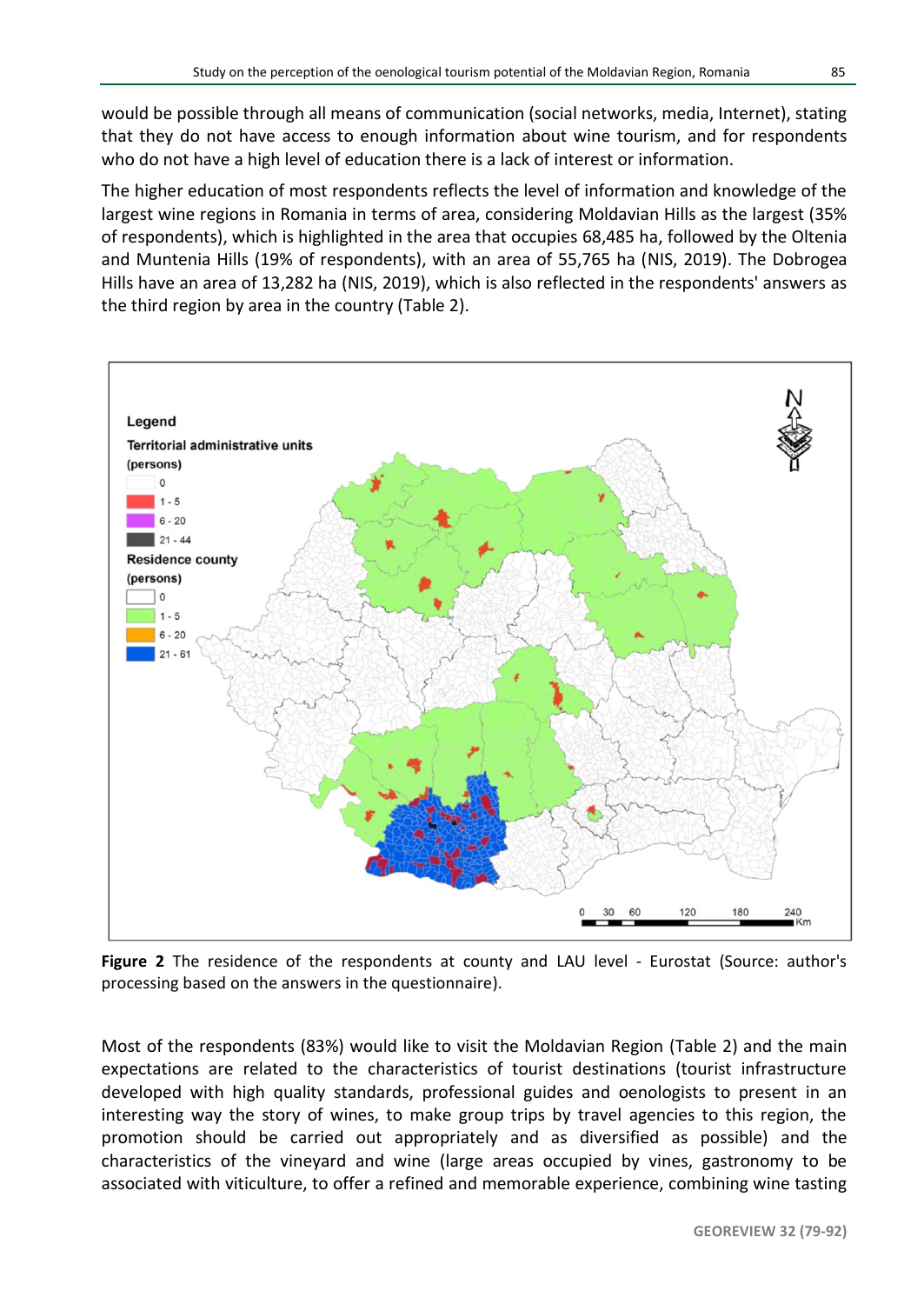would be possible through all means of communication (social networks, media, Internet), stating that they do not have access to enough information about wine tourism, and for respondents who do not have a high level of education there is a lack of interest or information.

The higher education of most respondents reflects the level of information and knowledge of the largest wine regions in Romania in terms of area, considering Moldavian Hills as the largest (35% of respondents), which is highlighted in the area that occupies 68,485 ha, followed by the Oltenia and Muntenia Hills (19% of respondents), with an area of 55,765 ha (NIS, 2019). The Dobrogea Hills have an area of 13,282 ha (NIS, 2019), which is also reflected in the respondents' answers as the third region by area in the country (Table 2).

**Figure 2** The residence of the respondents at county and LAU level - Eurostat (Source: author's processing based on the answers in the questionnaire).

Most of the respondents (83%) would like to visit the Moldavian Region (Table 2) and the main expectations are related to the characteristics of tourist destinations (tourist infrastructure developed with high quality standards, professional guides and oenologists to present in an interesting way the story of wines, to make group trips by travel agencies to this region, the promotion should be carried out appropriately and as diversified as possible) and the characteristics of the vineyard and wine (large areas occupied by vines, gastronomy to be associated with viticulture, to offer a refined and memorable experience, combining wine tasting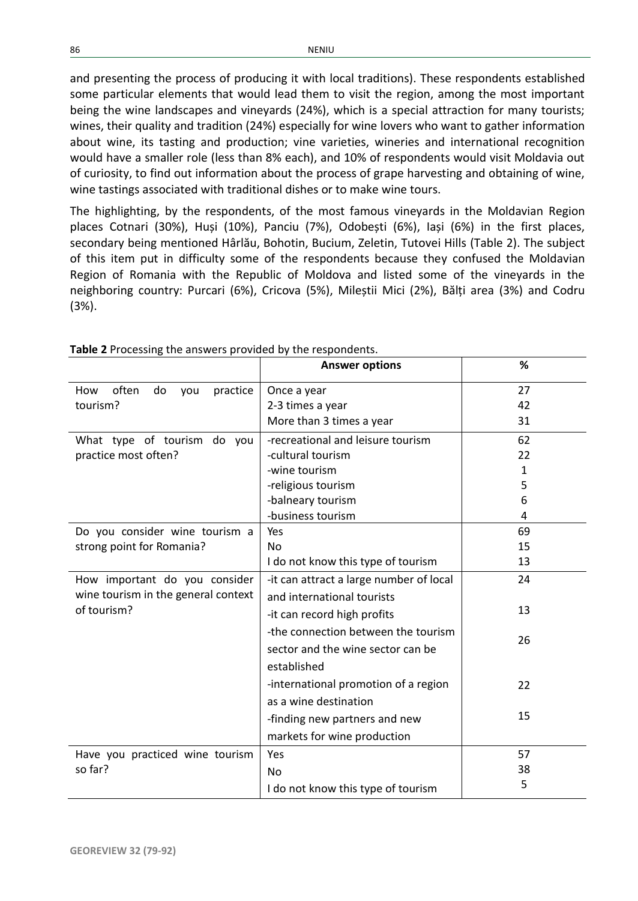and presenting the process of producing it with local traditions). These respondents established some particular elements that would lead them to visit the region, among the most important being the wine landscapes and vineyards (24%), which is a special attraction for many tourists; wines, their quality and tradition (24%) especially for wine lovers who want to gather information about wine, its tasting and production; vine varieties, wineries and international recognition would have a smaller role (less than 8% each), and 10% of respondents would visit Moldavia out of curiosity, to find out information about the process of grape harvesting and obtaining of wine, wine tastings associated with traditional dishes or to make wine tours.

The highlighting, by the respondents, of the most famous vineyards in the Moldavian Region places Cotnari (30%), Huși (10%), Panciu (7%), Odobești (6%), Iași (6%) in the first places, secondary being mentioned Hârlău, Bohotin, Bucium, Zeletin, Tutovei Hills (Table 2). The subject of this item put in difficulty some of the respondents because they confused the Moldavian Region of Romania with the Republic of Moldova and listed some of the vineyards in the neighboring country: Purcari (6%), Cricova (5%), Mileștii Mici (2%), Bălți area (3%) and Codru (3%).

**Table 2** Processing the answers provided by the respondents.

| | **Answer options** | **%** |
|---|---|---|
| How often do you practice tourism? | Once a year | 27 |
| | 2-3 times a year | 42 |
| | More than 3 times a year | 31 |
| What type of tourism do you practice most often? | -recreational and leisure tourism | 62 |
| | -cultural tourism | 22 |
| | -wine tourism | 1 |
| | -religious tourism | 5 |
| | -balneary tourism | 6 |
| | -business tourism | 4 |
| Do you consider wine tourism a strong point for Romania? | Yes | 69 |
| | No | 15 |
| | I do not know this type of tourism | 13 |
| How important do you consider wine tourism in the general context of tourism? | -it can attract a large number of local and international tourists | 24 |
| | -it can record high profits | 13 |
| | -the connection between the tourism sector and the wine sector can be established | 26 |
| | -international promotion of a region as a wine destination | 22 |
| | -finding new partners and new markets for wine production | 15 |
| Have you practiced wine tourism so far? | Yes | 57 |
| | No | 38 |
| | I do not know this type of tourism | 5 |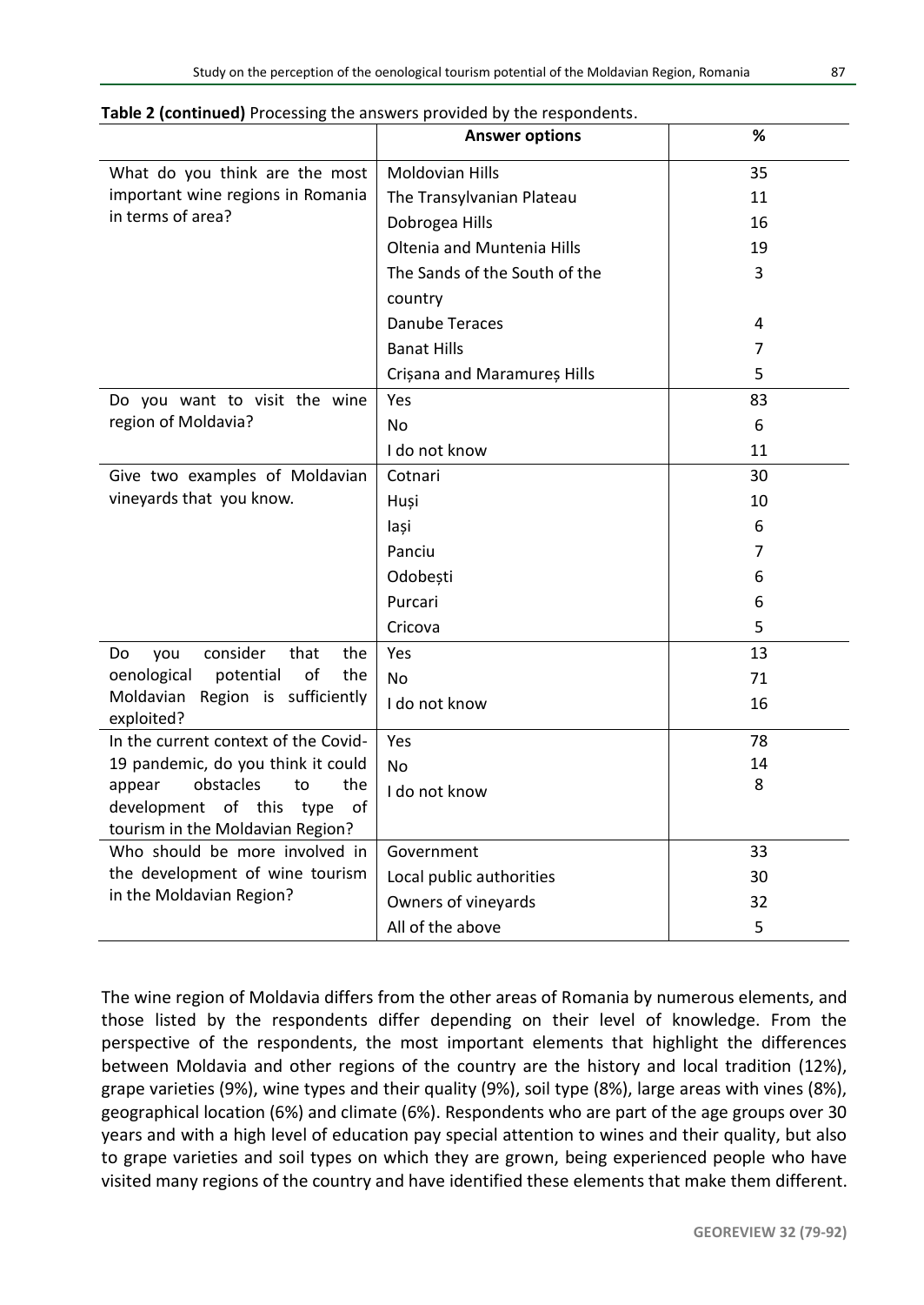**Table 2 (continued)** Processing the answers provided by the respondents.

| | Answer options | % |
|---|---|---|
| What do you think are the most important wine regions in Romania in terms of area? | Moldovian Hills | 35 |
| | The Transylvanian Plateau | 11 |
| | Dobrogea Hills | 16 |
| | Oltenia and Muntenia Hills | 19 |
| | The Sands of the South of the country | 3 |
| | Danube Teraces | 4 |
| | Banat Hills | 7 |
| | Crișana and Maramureș Hills | 5 |
| Do you want to visit the wine region of Moldavia? | Yes | 83 |
| | No | 6 |
| | I do not know | 11 |
| Give two examples of Moldavian vineyards that you know. | Cotnari | 30 |
| | Huși | 10 |
| | Iași | 6 |
| | Panciu | 7 |
| | Odobești | 6 |
| | Purcari | 6 |
| | Cricova | 5 |
| Do you consider that the oenological potential of the Moldavian Region is sufficiently exploited? | Yes | 13 |
| | No | 71 |
| | I do not know | 16 |
| In the current context of the Covid-19 pandemic, do you think it could appear obstacles to the development of this type of tourism in the Moldavian Region? | Yes | 78 |
| | No | 14 |
| | I do not know | 8 |
| Who should be more involved in the development of wine tourism in the Moldavian Region? | Government | 33 |
| | Local public authorities | 30 |
| | Owners of vineyards | 32 |
| | All of the above | 5 |

The wine region of Moldavia differs from the other areas of Romania by numerous elements, and those listed by the respondents differ depending on their level of knowledge. From the perspective of the respondents, the most important elements that highlight the differences between Moldavia and other regions of the country are the history and local tradition (12%), grape varieties (9%), wine types and their quality (9%), soil type (8%), large areas with vines (8%), geographical location (6%) and climate (6%). Respondents who are part of the age groups over 30 years and with a high level of education pay special attention to wines and their quality, but also to grape varieties and soil types on which they are grown, being experienced people who have visited many regions of the country and have identified these elements that make them different.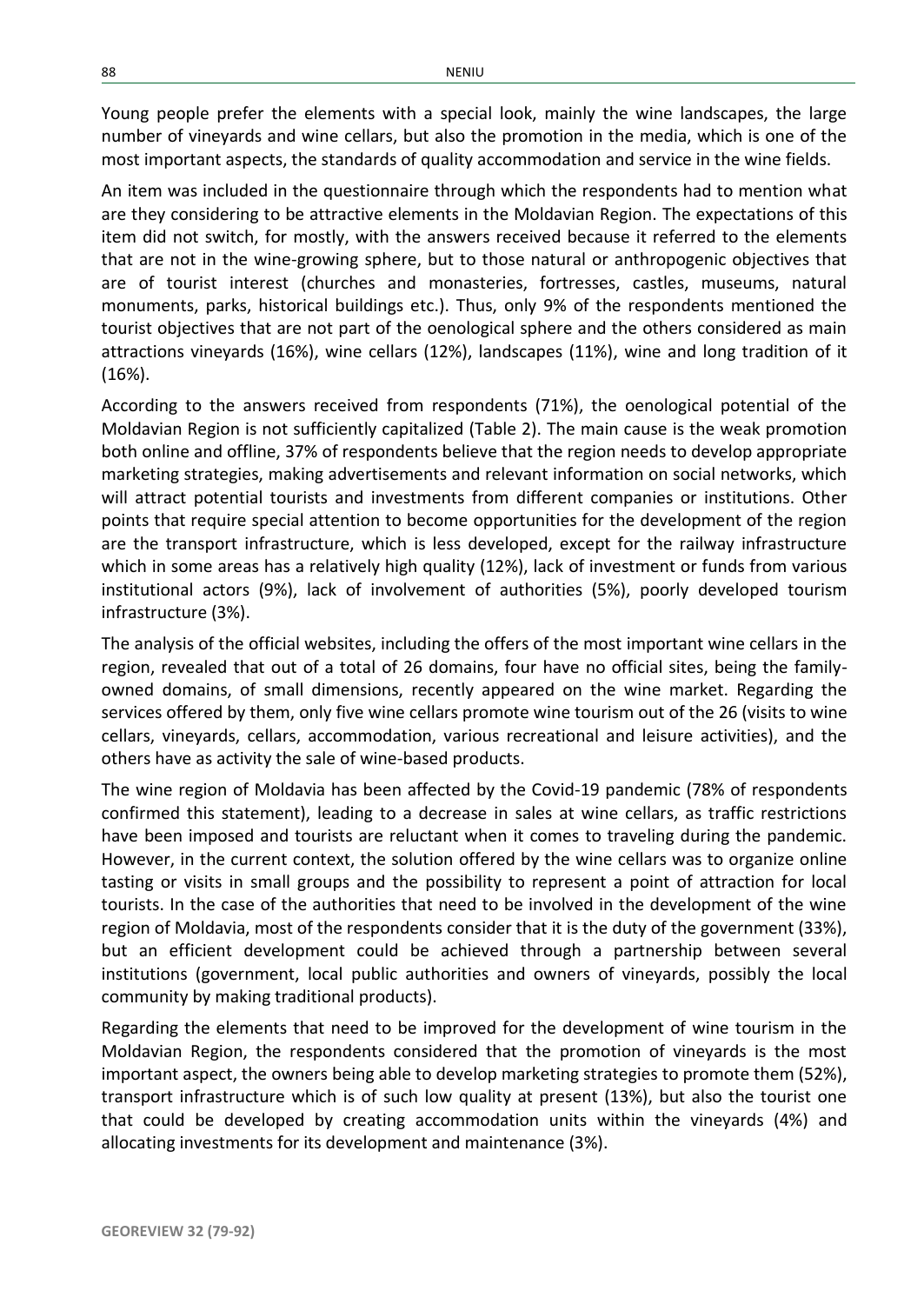Young people prefer the elements with a special look, mainly the wine landscapes, the large number of vineyards and wine cellars, but also the promotion in the media, which is one of the most important aspects, the standards of quality accommodation and service in the wine fields.

An item was included in the questionnaire through which the respondents had to mention what are they considering to be attractive elements in the Moldavian Region. The expectations of this item did not switch, for mostly, with the answers received because it referred to the elements that are not in the wine-growing sphere, but to those natural or anthropogenic objectives that are of tourist interest (churches and monasteries, fortresses, castles, museums, natural monuments, parks, historical buildings etc.). Thus, only 9% of the respondents mentioned the tourist objectives that are not part of the oenological sphere and the others considered as main attractions vineyards (16%), wine cellars (12%), landscapes (11%), wine and long tradition of it (16%).

According to the answers received from respondents (71%), the oenological potential of the Moldavian Region is not sufficiently capitalized (Table 2). The main cause is the weak promotion both online and offline, 37% of respondents believe that the region needs to develop appropriate marketing strategies, making advertisements and relevant information on social networks, which will attract potential tourists and investments from different companies or institutions. Other points that require special attention to become opportunities for the development of the region are the transport infrastructure, which is less developed, except for the railway infrastructure which in some areas has a relatively high quality (12%), lack of investment or funds from various institutional actors (9%), lack of involvement of authorities (5%), poorly developed tourism infrastructure (3%).

The analysis of the official websites, including the offers of the most important wine cellars in the region, revealed that out of a total of 26 domains, four have no official sites, being the family-owned domains, of small dimensions, recently appeared on the wine market. Regarding the services offered by them, only five wine cellars promote wine tourism out of the 26 (visits to wine cellars, vineyards, cellars, accommodation, various recreational and leisure activities), and the others have as activity the sale of wine-based products.

The wine region of Moldavia has been affected by the Covid-19 pandemic (78% of respondents confirmed this statement), leading to a decrease in sales at wine cellars, as traffic restrictions have been imposed and tourists are reluctant when it comes to traveling during the pandemic. However, in the current context, the solution offered by the wine cellars was to organize online tasting or visits in small groups and the possibility to represent a point of attraction for local tourists. In the case of the authorities that need to be involved in the development of the wine region of Moldavia, most of the respondents consider that it is the duty of the government (33%), but an efficient development could be achieved through a partnership between several institutions (government, local public authorities and owners of vineyards, possibly the local community by making traditional products).

Regarding the elements that need to be improved for the development of wine tourism in the Moldavian Region, the respondents considered that the promotion of vineyards is the most important aspect, the owners being able to develop marketing strategies to promote them (52%), transport infrastructure which is of such low quality at present (13%), but also the tourist one that could be developed by creating accommodation units within the vineyards (4%) and allocating investments for its development and maintenance (3%).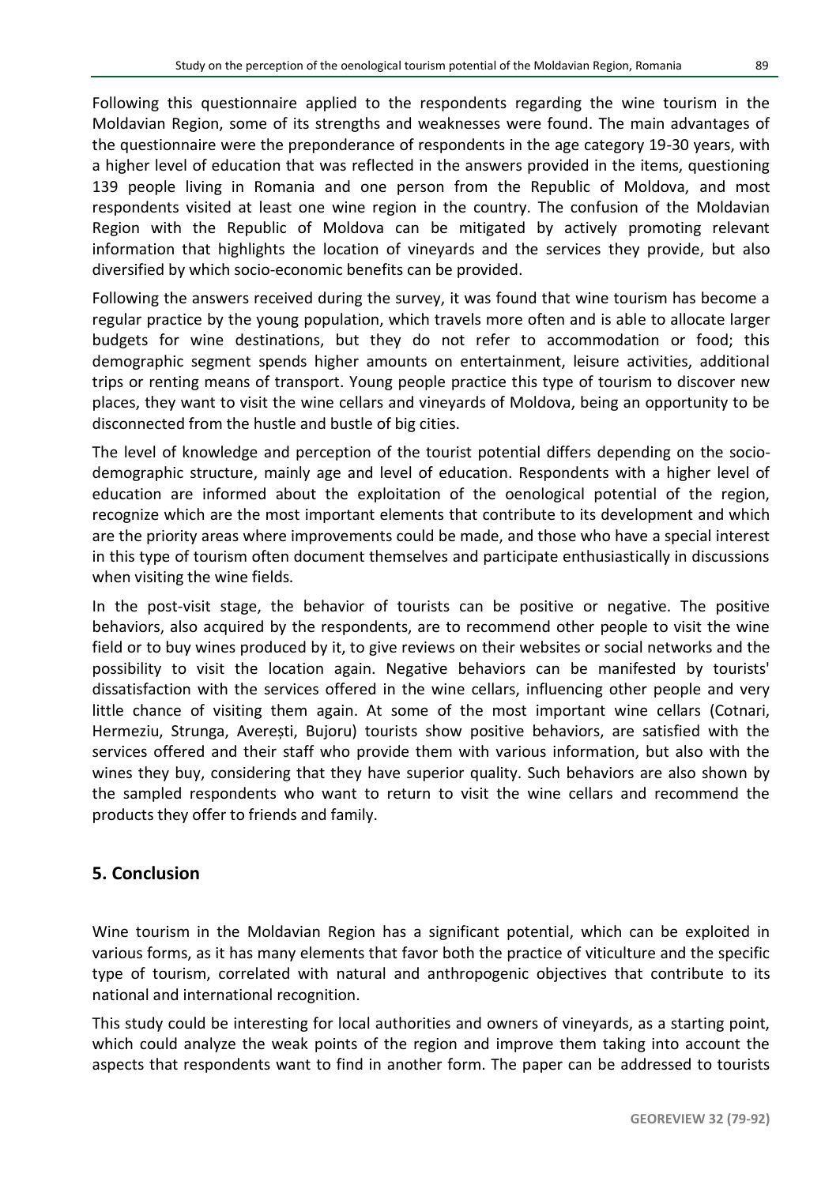Following this questionnaire applied to the respondents regarding the wine tourism in the Moldavian Region, some of its strengths and weaknesses were found. The main advantages of the questionnaire were the preponderance of respondents in the age category 19-30 years, with a higher level of education that was reflected in the answers provided in the items, questioning 139 people living in Romania and one person from the Republic of Moldova, and most respondents visited at least one wine region in the country. The confusion of the Moldavian Region with the Republic of Moldova can be mitigated by actively promoting relevant information that highlights the location of vineyards and the services they provide, but also diversified by which socio-economic benefits can be provided.

Following the answers received during the survey, it was found that wine tourism has become a regular practice by the young population, which travels more often and is able to allocate larger budgets for wine destinations, but they do not refer to accommodation or food; this demographic segment spends higher amounts on entertainment, leisure activities, additional trips or renting means of transport. Young people practice this type of tourism to discover new places, they want to visit the wine cellars and vineyards of Moldova, being an opportunity to be disconnected from the hustle and bustle of big cities.

The level of knowledge and perception of the tourist potential differs depending on the socio-demographic structure, mainly age and level of education. Respondents with a higher level of education are informed about the exploitation of the oenological potential of the region, recognize which are the most important elements that contribute to its development and which are the priority areas where improvements could be made, and those who have a special interest in this type of tourism often document themselves and participate enthusiastically in discussions when visiting the wine fields.

In the post-visit stage, the behavior of tourists can be positive or negative. The positive behaviors, also acquired by the respondents, are to recommend other people to visit the wine field or to buy wines produced by it, to give reviews on their websites or social networks and the possibility to visit the location again. Negative behaviors can be manifested by tourists' dissatisfaction with the services offered in the wine cellars, influencing other people and very little chance of visiting them again. At some of the most important wine cellars (Cotnari, Hermeziu, Strunga, Averești, Bujoru) tourists show positive behaviors, are satisfied with the services offered and their staff who provide them with various information, but also with the wines they buy, considering that they have superior quality. Such behaviors are also shown by the sampled respondents who want to return to visit the wine cellars and recommend the products they offer to friends and family.

## 5. Conclusion

Wine tourism in the Moldavian Region has a significant potential, which can be exploited in various forms, as it has many elements that favor both the practice of viticulture and the specific type of tourism, correlated with natural and anthropogenic objectives that contribute to its national and international recognition.

This study could be interesting for local authorities and owners of vineyards, as a starting point, which could analyze the weak points of the region and improve them taking into account the aspects that respondents want to find in another form. The paper can be addressed to tourists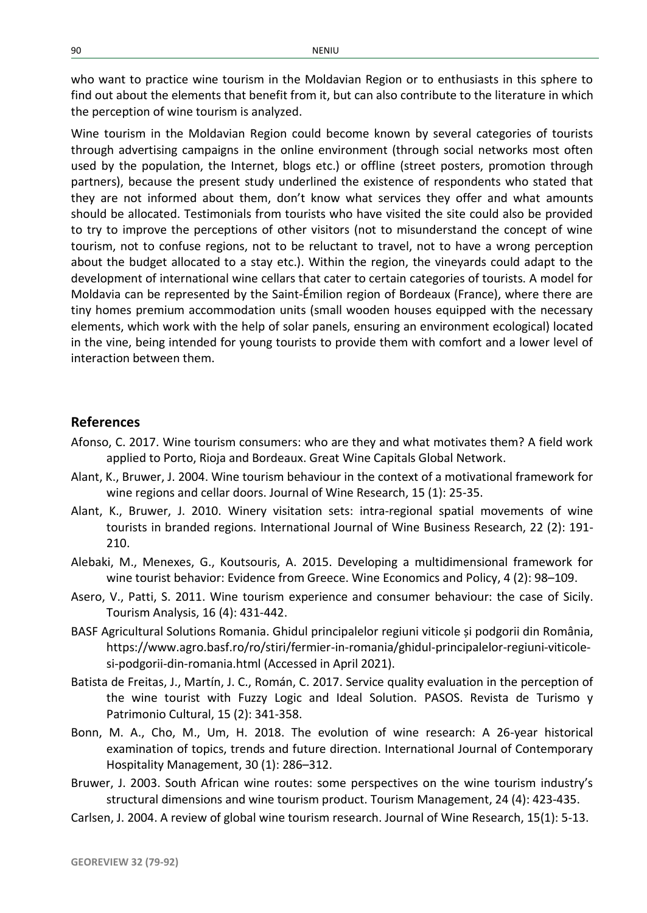who want to practice wine tourism in the Moldavian Region or to enthusiasts in this sphere to find out about the elements that benefit from it, but can also contribute to the literature in which the perception of wine tourism is analyzed.

Wine tourism in the Moldavian Region could become known by several categories of tourists through advertising campaigns in the online environment (through social networks most often used by the population, the Internet, blogs etc.) or offline (street posters, promotion through partners), because the present study underlined the existence of respondents who stated that they are not informed about them, don't know what services they offer and what amounts should be allocated. Testimonials from tourists who have visited the site could also be provided to try to improve the perceptions of other visitors (not to misunderstand the concept of wine tourism, not to confuse regions, not to be reluctant to travel, not to have a wrong perception about the budget allocated to a stay etc.). Within the region, the vineyards could adapt to the development of international wine cellars that cater to certain categories of tourists. A model for Moldavia can be represented by the Saint-Émilion region of Bordeaux (France), where there are tiny homes premium accommodation units (small wooden houses equipped with the necessary elements, which work with the help of solar panels, ensuring an environment ecological) located in the vine, being intended for young tourists to provide them with comfort and a lower level of interaction between them.

## References

Afonso, C. 2017. Wine tourism consumers: who are they and what motivates them? A field work applied to Porto, Rioja and Bordeaux. Great Wine Capitals Global Network.

Alant, K., Bruwer, J. 2004. Wine tourism behaviour in the context of a motivational framework for wine regions and cellar doors. Journal of Wine Research, 15 (1): 25-35.

Alant, K., Bruwer, J. 2010. Winery visitation sets: intra-regional spatial movements of wine tourists in branded regions. International Journal of Wine Business Research, 22 (2): 191-210.

Alebaki, M., Menexes, G., Koutsouris, A. 2015. Developing a multidimensional framework for wine tourist behavior: Evidence from Greece. Wine Economics and Policy, 4 (2): 98–109.

Asero, V., Patti, S. 2011. Wine tourism experience and consumer behaviour: the case of Sicily. Tourism Analysis, 16 (4): 431-442.

BASF Agricultural Solutions Romania. Ghidul principalelor regiuni viticole și podgorii din România, https://www.agro.basf.ro/ro/stiri/fermier-in-romania/ghidul-principalelor-regiuni-viticole-si-podgorii-din-romania.html (Accessed in April 2021).

Batista de Freitas, J., Martín, J. C., Román, C. 2017. Service quality evaluation in the perception of the wine tourist with Fuzzy Logic and Ideal Solution. PASOS. Revista de Turismo y Patrimonio Cultural, 15 (2): 341-358.

Bonn, M. A., Cho, M., Um, H. 2018. The evolution of wine research: A 26-year historical examination of topics, trends and future direction. International Journal of Contemporary Hospitality Management, 30 (1): 286–312.

Bruwer, J. 2003. South African wine routes: some perspectives on the wine tourism industry's structural dimensions and wine tourism product. Tourism Management, 24 (4): 423-435.

Carlsen, J. 2004. A review of global wine tourism research. Journal of Wine Research, 15(1): 5-13.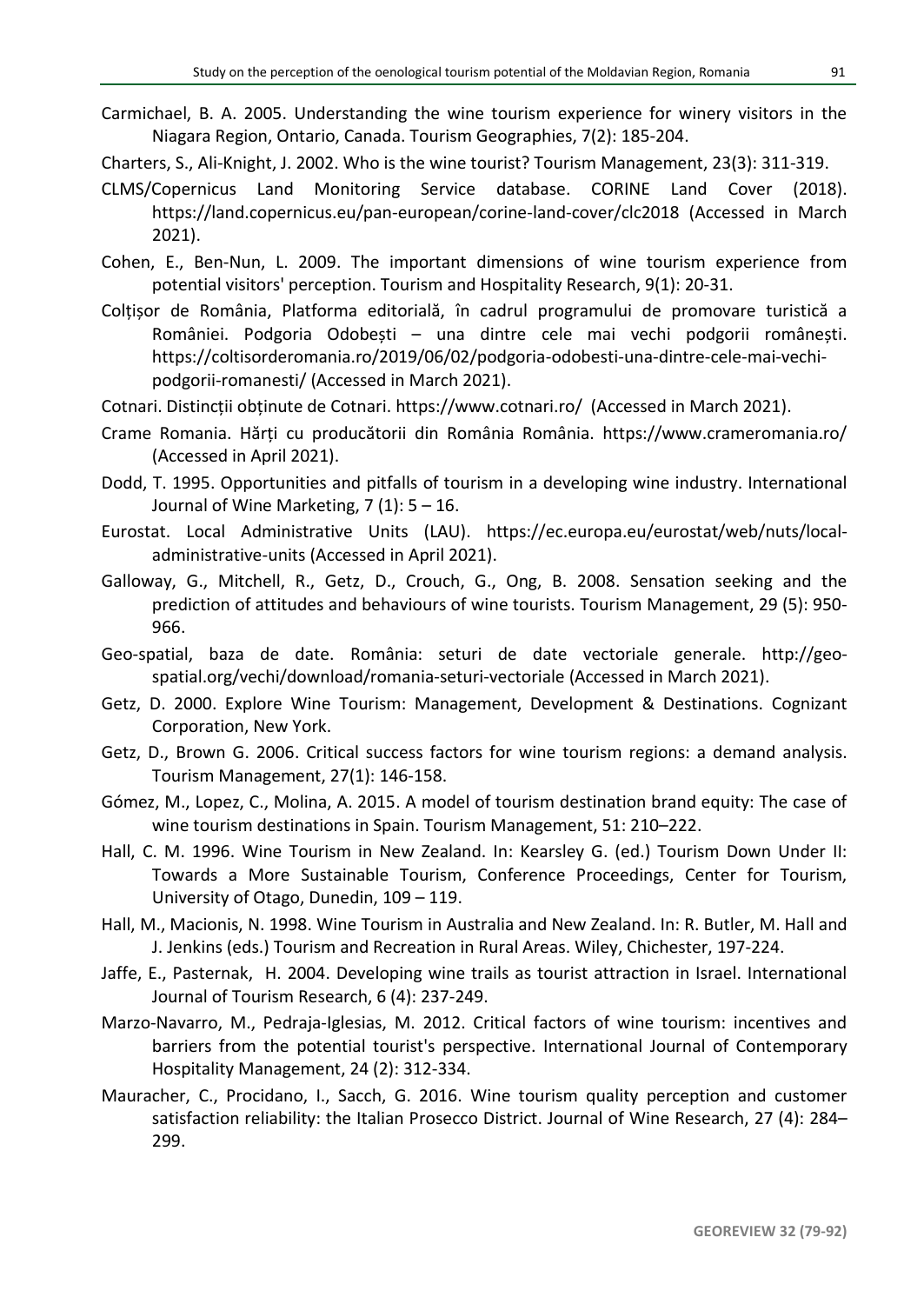Carmichael, B. A. 2005. Understanding the wine tourism experience for winery visitors in the Niagara Region, Ontario, Canada. Tourism Geographies, 7(2): 185-204.

Charters, S., Ali-Knight, J. 2002. Who is the wine tourist? Tourism Management, 23(3): 311-319.

CLMS/Copernicus Land Monitoring Service database. CORINE Land Cover (2018). https://land.copernicus.eu/pan-european/corine-land-cover/clc2018 (Accessed in March 2021).

Cohen, E., Ben-Nun, L. 2009. The important dimensions of wine tourism experience from potential visitors' perception. Tourism and Hospitality Research, 9(1): 20-31.

Colțișor de România, Platforma editorială, în cadrul programului de promovare turistică a României. Podgoria Odobești – una dintre cele mai vechi podgorii românești. https://coltisorderomania.ro/2019/06/02/podgoria-odobesti-una-dintre-cele-mai-vechi-podgorii-romanesti/ (Accessed in March 2021).

Cotnari. Distincții obținute de Cotnari. https://www.cotnari.ro/ (Accessed in March 2021).

Crame Romania. Hărți cu producătorii din România România. https://www.crameromania.ro/ (Accessed in April 2021).

Dodd, T. 1995. Opportunities and pitfalls of tourism in a developing wine industry. International Journal of Wine Marketing, 7 (1): 5 – 16.

Eurostat. Local Administrative Units (LAU). https://ec.europa.eu/eurostat/web/nuts/local-administrative-units (Accessed in April 2021).

Galloway, G., Mitchell, R., Getz, D., Crouch, G., Ong, B. 2008. Sensation seeking and the prediction of attitudes and behaviours of wine tourists. Tourism Management, 29 (5): 950-966.

Geo-spatial, baza de date. România: seturi de date vectoriale generale. http://geo-spatial.org/vechi/download/romania-seturi-vectoriale (Accessed in March 2021).

Getz, D. 2000. Explore Wine Tourism: Management, Development & Destinations. Cognizant Corporation, New York.

Getz, D., Brown G. 2006. Critical success factors for wine tourism regions: a demand analysis. Tourism Management, 27(1): 146-158.

Gómez, M., Lopez, C., Molina, A. 2015. A model of tourism destination brand equity: The case of wine tourism destinations in Spain. Tourism Management, 51: 210–222.

Hall, C. M. 1996. Wine Tourism in New Zealand. In: Kearsley G. (ed.) Tourism Down Under II: Towards a More Sustainable Tourism, Conference Proceedings, Center for Tourism, University of Otago, Dunedin, 109 – 119.

Hall, M., Macionis, N. 1998. Wine Tourism in Australia and New Zealand. In: R. Butler, M. Hall and J. Jenkins (eds.) Tourism and Recreation in Rural Areas. Wiley, Chichester, 197-224.

Jaffe, E., Pasternak, H. 2004. Developing wine trails as tourist attraction in Israel. International Journal of Tourism Research, 6 (4): 237-249.

Marzo-Navarro, M., Pedraja-Iglesias, M. 2012. Critical factors of wine tourism: incentives and barriers from the potential tourist's perspective. International Journal of Contemporary Hospitality Management, 24 (2): 312-334.

Mauracher, C., Procidano, I., Sacch, G. 2016. Wine tourism quality perception and customer satisfaction reliability: the Italian Prosecco District. Journal of Wine Research, 27 (4): 284–299.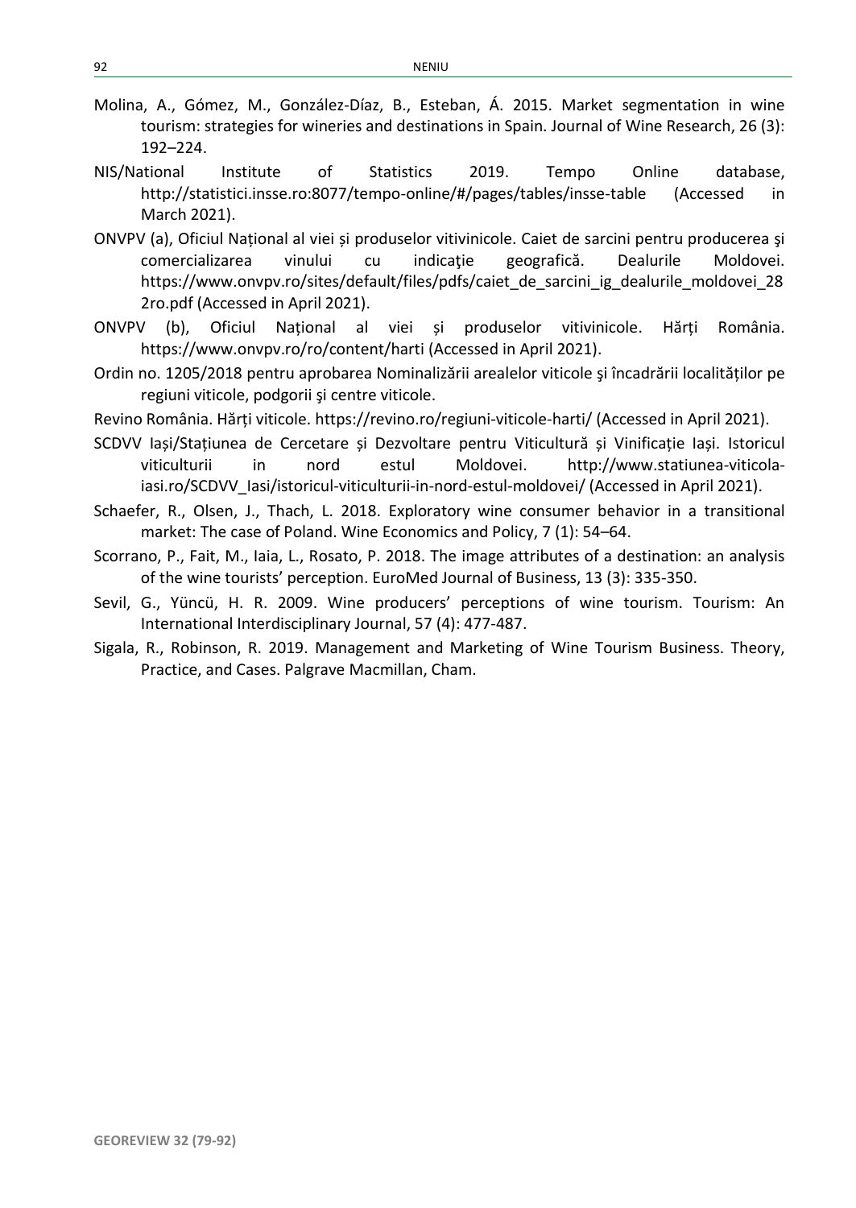Molina, A., Gómez, M., González-Díaz, B., Esteban, Á. 2015. Market segmentation in wine tourism: strategies for wineries and destinations in Spain. Journal of Wine Research, 26 (3): 192–224.

NIS/National Institute of Statistics 2019. Tempo Online database, http://statistici.insse.ro:8077/tempo-online/#/pages/tables/insse-table (Accessed in March 2021).

ONVPV (a), Oficiul Național al viei și produselor vitivinicole. Caiet de sarcini pentru producerea şi comercializarea vinului cu indicaţie geografică. Dealurile Moldovei. https://www.onvpv.ro/sites/default/files/pdfs/caiet_de_sarcini_ig_dealurile_moldovei_282ro.pdf (Accessed in April 2021).

ONVPV (b), Oficiul Național al viei și produselor vitivinicole. Hărți România. https://www.onvpv.ro/ro/content/harti (Accessed in April 2021).

Ordin no. 1205/2018 pentru aprobarea Nominalizării arealelor viticole şi încadrării localităților pe regiuni viticole, podgorii şi centre viticole.

Revino România. Hărți viticole. https://revino.ro/regiuni-viticole-harti/ (Accessed in April 2021).

SCDVV Iași/Stațiunea de Cercetare și Dezvoltare pentru Viticultură și Vinificație Iași. Istoricul viticulturii in nord estul Moldovei. http://www.statiunea-viticola-iasi.ro/SCDVV_Iasi/istoricul-viticulturii-in-nord-estul-moldovei/ (Accessed in April 2021).

Schaefer, R., Olsen, J., Thach, L. 2018. Exploratory wine consumer behavior in a transitional market: The case of Poland. Wine Economics and Policy, 7 (1): 54–64.

Scorrano, P., Fait, M., Iaia, L., Rosato, P. 2018. The image attributes of a destination: an analysis of the wine tourists' perception. EuroMed Journal of Business, 13 (3): 335-350.

Sevil, G., Yüncü, H. R. 2009. Wine producers' perceptions of wine tourism. Tourism: An International Interdisciplinary Journal, 57 (4): 477-487.

Sigala, R., Robinson, R. 2019. Management and Marketing of Wine Tourism Business. Theory, Practice, and Cases. Palgrave Macmillan, Cham.